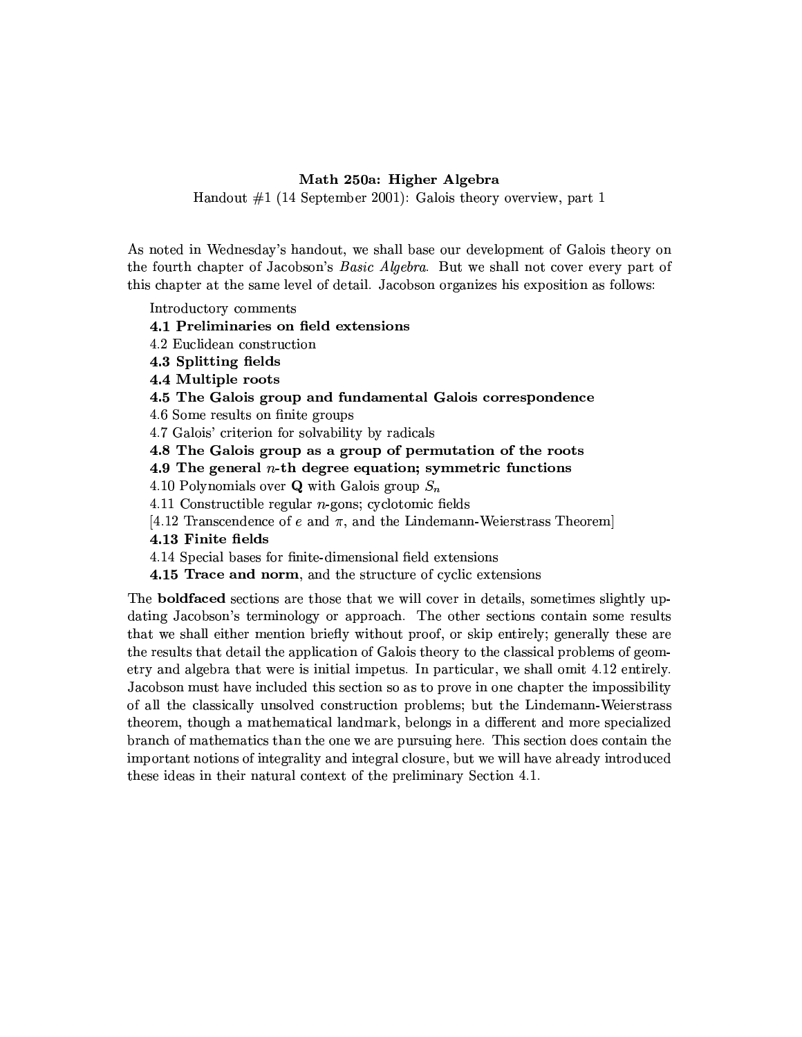**Math 250a: Higher Algebra**

Handout #1 (14 September 2001): Galois theory overview, part 1

As noted in Wednesday's handout, we shall base our development of Galois theory on the fourth chapter of Jacobson's *Basic Algebra*. But we shall not cover every part of this chapter at the same level of detail. Jacobson organizes his exposition as follows:

Introductory comments
**4.1 Preliminaries on field extensions**
4.2 Euclidean construction
**4.3 Splitting fields**
**4.4 Multiple roots**
**4.5 The Galois group and fundamental Galois correspondence**
4.6 Some results on finite groups
4.7 Galois' criterion for solvability by radicals
**4.8 The Galois group as a group of permutation of the roots**
**4.9 The general $n$-th degree equation; symmetric functions**
4.10 Polynomials over $\mathbf{Q}$ with Galois group $S_n$
4.11 Constructible regular $n$-gons; cyclotomic fields
[4.12 Transcendence of $e$ and $\pi$, and the Lindemann-Weierstrass Theorem]
**4.13 Finite fields**
4.14 Special bases for finite-dimensional field extensions
**4.15 Trace and norm**, and the structure of cyclic extensions

The **boldfaced** sections are those that we will cover in details, sometimes slightly updating Jacobson's terminology or approach. The other sections contain some results that we shall either mention briefly without proof, or skip entirely; generally these are the results that detail the application of Galois theory to the classical problems of geometry and algebra that were is initial impetus. In particular, we shall omit 4.12 entirely. Jacobson must have included this section so as to prove in one chapter the impossibility of all the classically unsolved construction problems; but the Lindemann-Weierstrass theorem, though a mathematical landmark, belongs in a different and more specialized branch of mathematics than the one we are pursuing here. This section does contain the important notions of integrality and integral closure, but we will have already introduced these ideas in their natural context of the preliminary Section 4.1.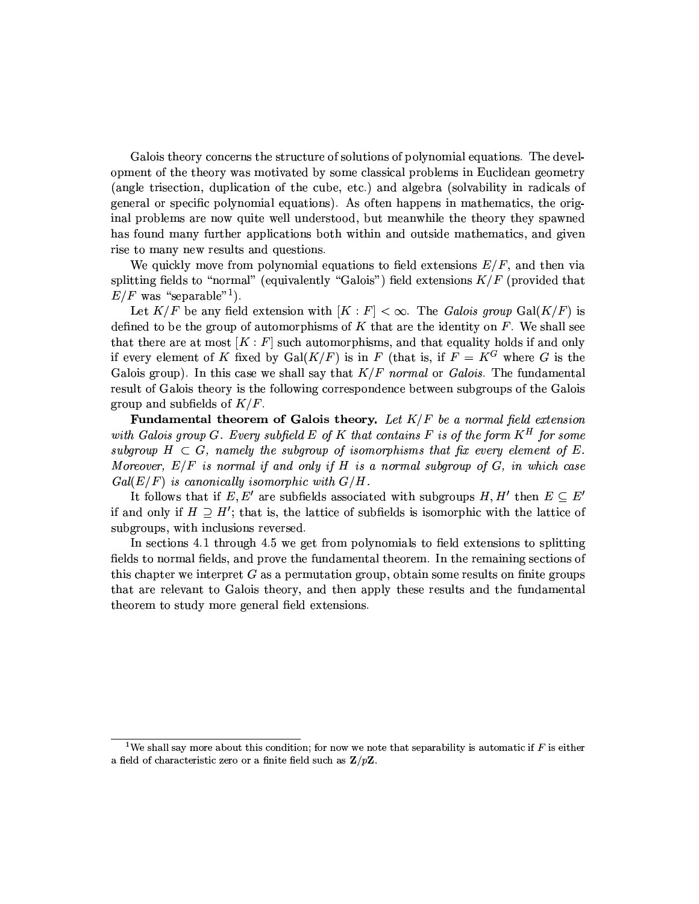Galois theory concerns the structure of solutions of polynomial equations. The development of the theory was motivated by some classical problems in Euclidean geometry (angle trisection, duplication of the cube, etc.) and algebra (solvability in radicals of general or specific polynomial equations). As often happens in mathematics, the original problems are now quite well understood, but meanwhile the theory they spawned has found many further applications both within and outside mathematics, and given rise to many new results and questions.

We quickly move from polynomial equations to field extensions $E/F$, and then via splitting fields to "normal" (equivalently "Galois") field extensions $K/F$ (provided that $E/F$ was "separable"[1]).

Let $K/F$ be any field extension with $[K : F] < \infty$. The *Galois group* $\mathrm{Gal}(K/F)$ is defined to be the group of automorphisms of $K$ that are the identity on $F$. We shall see that there are at most $[K : F]$ such automorphisms, and that equality holds if and only if every element of $K$ fixed by $\mathrm{Gal}(K/F)$ is in $F$ (that is, if $F = K^G$ where $G$ is the Galois group). In this case we shall say that $K/F$ *normal* or *Galois*. The fundamental result of Galois theory is the following correspondence between subgroups of the Galois group and subfields of $K/F$.

**Fundamental theorem of Galois theory.** *Let $K/F$ be a normal field extension with Galois group $G$. Every subfield $E$ of $K$ that contains $F$ is of the form $K^H$ for some subgroup $H \subset G$, namely the subgroup of isomorphisms that fix every element of $E$. Moreover, $E/F$ is normal if and only if $H$ is a normal subgroup of $G$, in which case $Gal(E/F)$ is canonically isomorphic with $G/H$.*

It follows that if $E, E'$ are subfields associated with subgroups $H, H'$ then $E \subseteq E'$ if and only if $H \supseteq H'$; that is, the lattice of subfields is isomorphic with the lattice of subgroups, with inclusions reversed.

In sections 4.1 through 4.5 we get from polynomials to field extensions to splitting fields to normal fields, and prove the fundamental theorem. In the remaining sections of this chapter we interpret $G$ as a permutation group, obtain some results on finite groups that are relevant to Galois theory, and then apply these results and the fundamental theorem to study more general field extensions.

---

[1] We shall say more about this condition; for now we note that separability is automatic if $F$ is either a field of characteristic zero or a finite field such as $\mathbf{Z}/p\mathbf{Z}$.